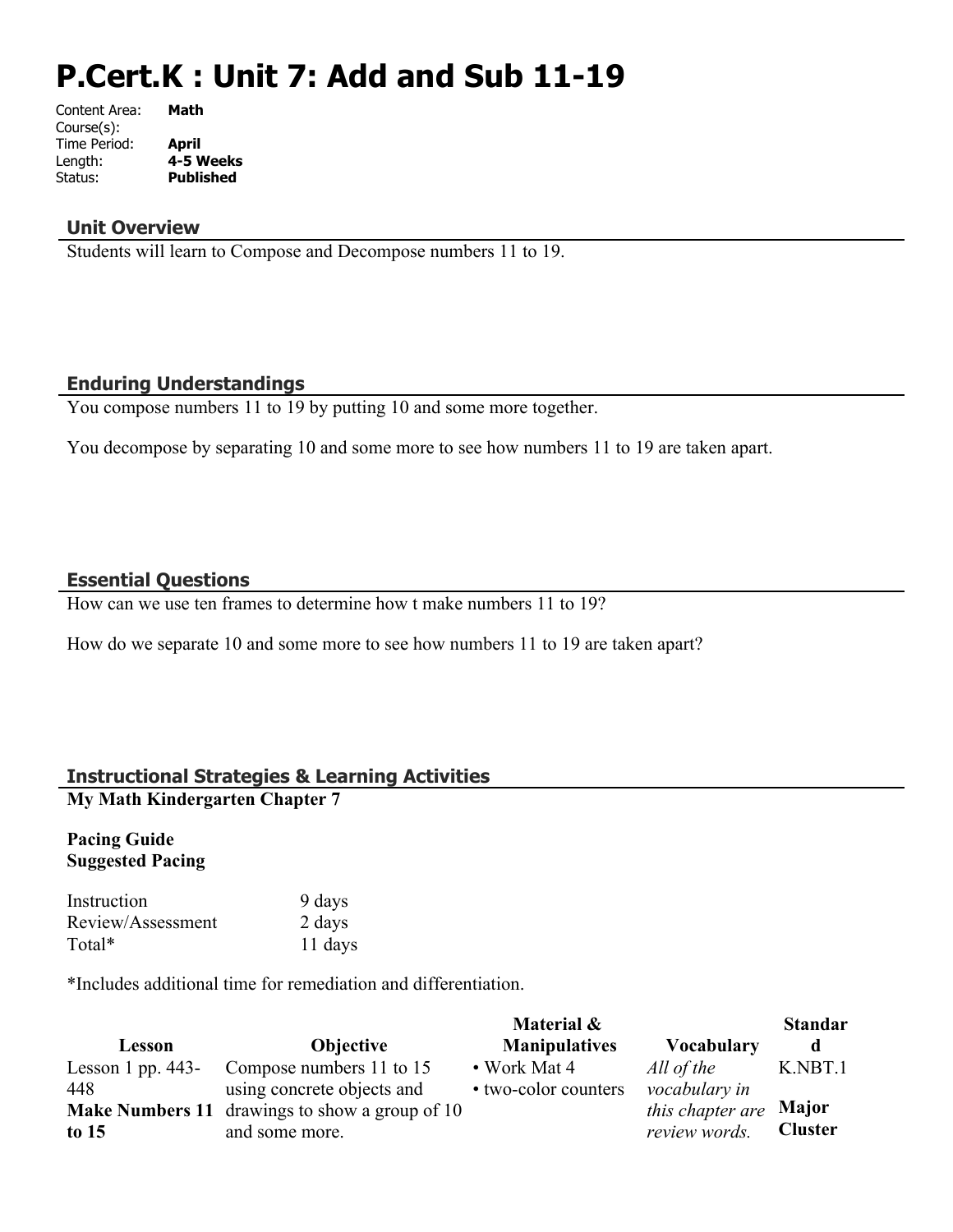# P.Cert.K : Unit 7: Add and Sub 11-19

Content Area: **Math**
Course(s):
Time Period: **April**
Length: **4-5 Weeks**
Status: **Published**

## Unit Overview

Students will learn to Compose and Decompose numbers 11 to 19.

## Enduring Understandings

You compose numbers 11 to 19 by putting 10 and some more together.

You decompose by separating 10 and some more to see how numbers 11 to 19 are taken apart.

## Essential Questions

How can we use ten frames to determine how t make numbers 11 to 19?

How do we separate 10 and some more to see how numbers 11 to 19 are taken apart?

## Instructional Strategies & Learning Activities

**My Math Kindergarten Chapter 7**

**Pacing Guide**
**Suggested Pacing**

| | |
|---|---|
| Instruction | 9 days |
| Review/Assessment | 2 days |
| Total* | 11 days |

*Includes additional time for remediation and differentiation.

| Lesson | Objective | Material & Manipulatives | Vocabulary | Standard |
|---|---|---|---|---|
| Lesson 1 pp. 443-448 **Make Numbers 11 to 15** | Compose numbers 11 to 15 using concrete objects and drawings to show a group of 10 and some more. | • Work Mat 4 • two-color counters | *All of the vocabulary in this chapter are review words.* | K.NBT.1 **Major Cluster** |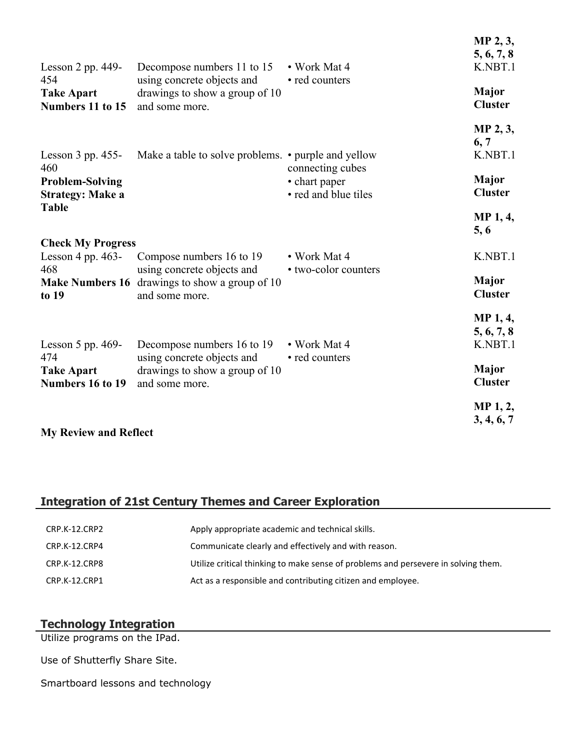| | | | |
|---|---|---|---|
| | | | **MP 2, 3, 5, 6, 7, 8** |
| Lesson 2 pp. 449-454 **Take Apart Numbers 11 to 15** | Decompose numbers 11 to 15 using concrete objects and drawings to show a group of 10 and some more. | • Work Mat 4 • red counters | K.NBT.1 **Major Cluster** **MP 2, 3, 6, 7** |
| Lesson 3 pp. 455-460 **Problem-Solving Strategy: Make a Table** | Make a table to solve problems. | • purple and yellow connecting cubes • chart paper • red and blue tiles | K.NBT.1 **Major Cluster** **MP 1, 4, 5, 6** |
| **Check My Progress** | | | |
| Lesson 4 pp. 463-468 **Make Numbers 16 to 19** | Compose numbers 16 to 19 using concrete objects and drawings to show a group of 10 and some more. | • Work Mat 4 • two-color counters | K.NBT.1 **Major Cluster** **MP 1, 4, 5, 6, 7, 8** |
| Lesson 5 pp. 469-474 **Take Apart Numbers 16 to 19** | Decompose numbers 16 to 19 using concrete objects and drawings to show a group of 10 and some more. | • Work Mat 4 • red counters | K.NBT.1 **Major Cluster** **MP 1, 2, 3, 4, 6, 7** |
| **My Review and Reflect** | | | |

## Integration of 21st Century Themes and Career Exploration

| | |
|---|---|
| CRP.K-12.CRP2 | Apply appropriate academic and technical skills. |
| CRP.K-12.CRP4 | Communicate clearly and effectively and with reason. |
| CRP.K-12.CRP8 | Utilize critical thinking to make sense of problems and persevere in solving them. |
| CRP.K-12.CRP1 | Act as a responsible and contributing citizen and employee. |

## Technology Integration

Utilize programs on the IPad.

Use of Shutterfly Share Site.

Smartboard lessons and technology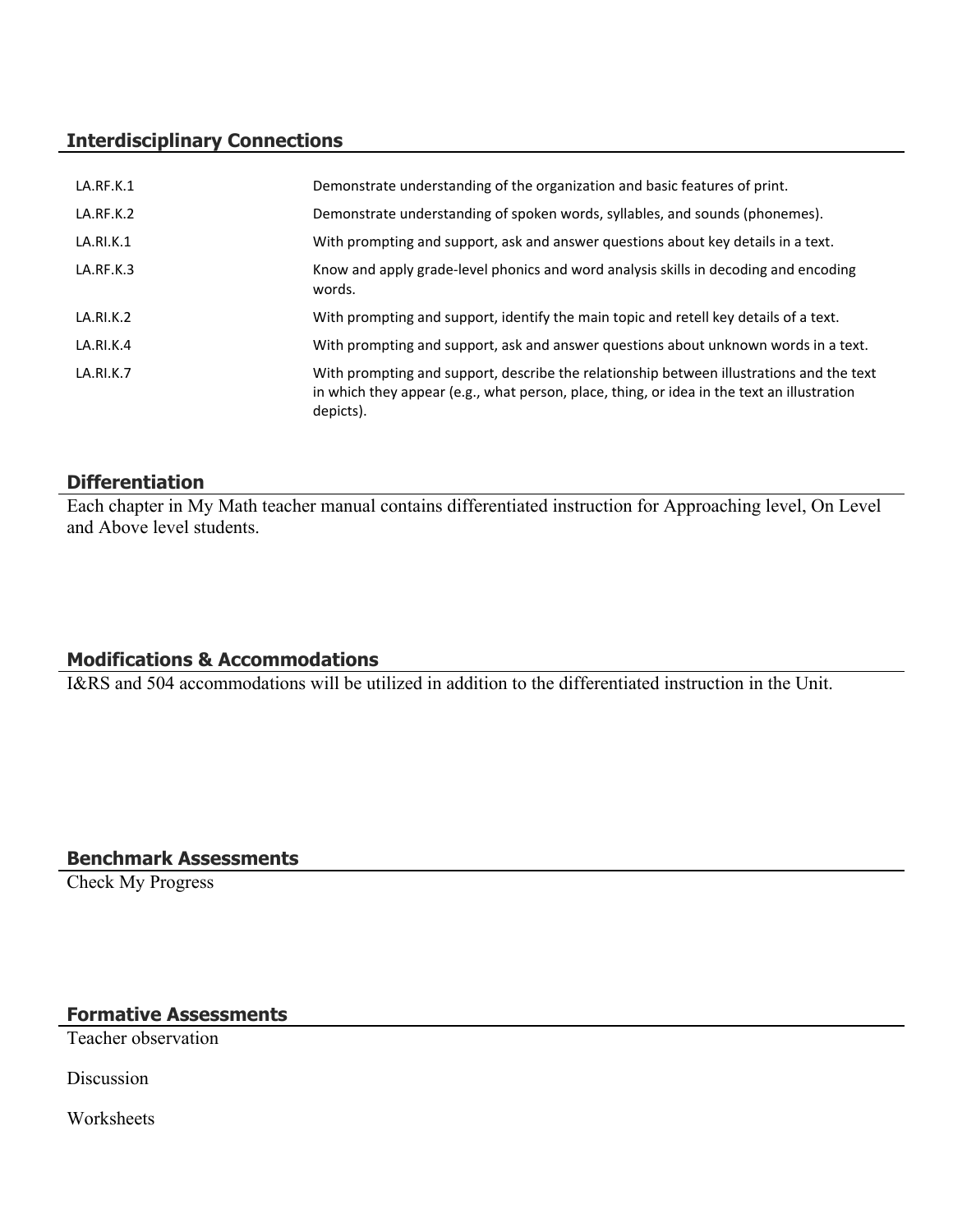## Interdisciplinary Connections

| | |
|---|---|
| LA.RF.K.1 | Demonstrate understanding of the organization and basic features of print. |
| LA.RF.K.2 | Demonstrate understanding of spoken words, syllables, and sounds (phonemes). |
| LA.RI.K.1 | With prompting and support, ask and answer questions about key details in a text. |
| LA.RF.K.3 | Know and apply grade-level phonics and word analysis skills in decoding and encoding words. |
| LA.RI.K.2 | With prompting and support, identify the main topic and retell key details of a text. |
| LA.RI.K.4 | With prompting and support, ask and answer questions about unknown words in a text. |
| LA.RI.K.7 | With prompting and support, describe the relationship between illustrations and the text in which they appear (e.g., what person, place, thing, or idea in the text an illustration depicts). |

## Differentiation

Each chapter in My Math teacher manual contains differentiated instruction for Approaching level, On Level and Above level students.

## Modifications & Accommodations

I&RS and 504 accommodations will be utilized in addition to the differentiated instruction in the Unit.

## Benchmark Assessments

Check My Progress

## Formative Assessments

Teacher observation

Discussion

Worksheets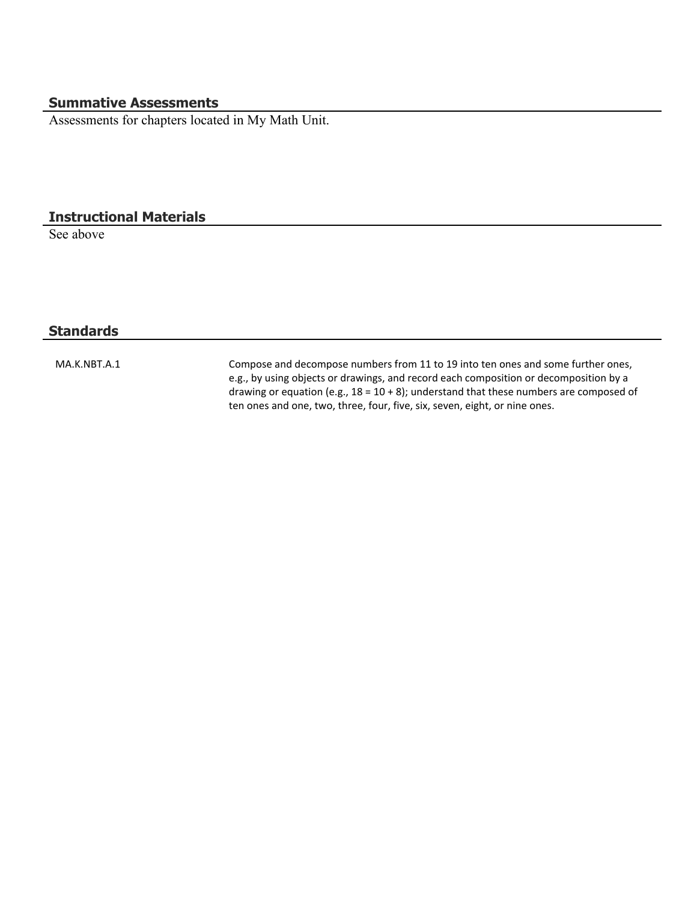## Summative Assessments

Assessments for chapters located in My Math Unit.

## Instructional Materials

See above

## Standards

| | |
|---|---|
| MA.K.NBT.A.1 | Compose and decompose numbers from 11 to 19 into ten ones and some further ones, e.g., by using objects or drawings, and record each composition or decomposition by a drawing or equation (e.g., 18 = 10 + 8); understand that these numbers are composed of ten ones and one, two, three, four, five, six, seven, eight, or nine ones. |